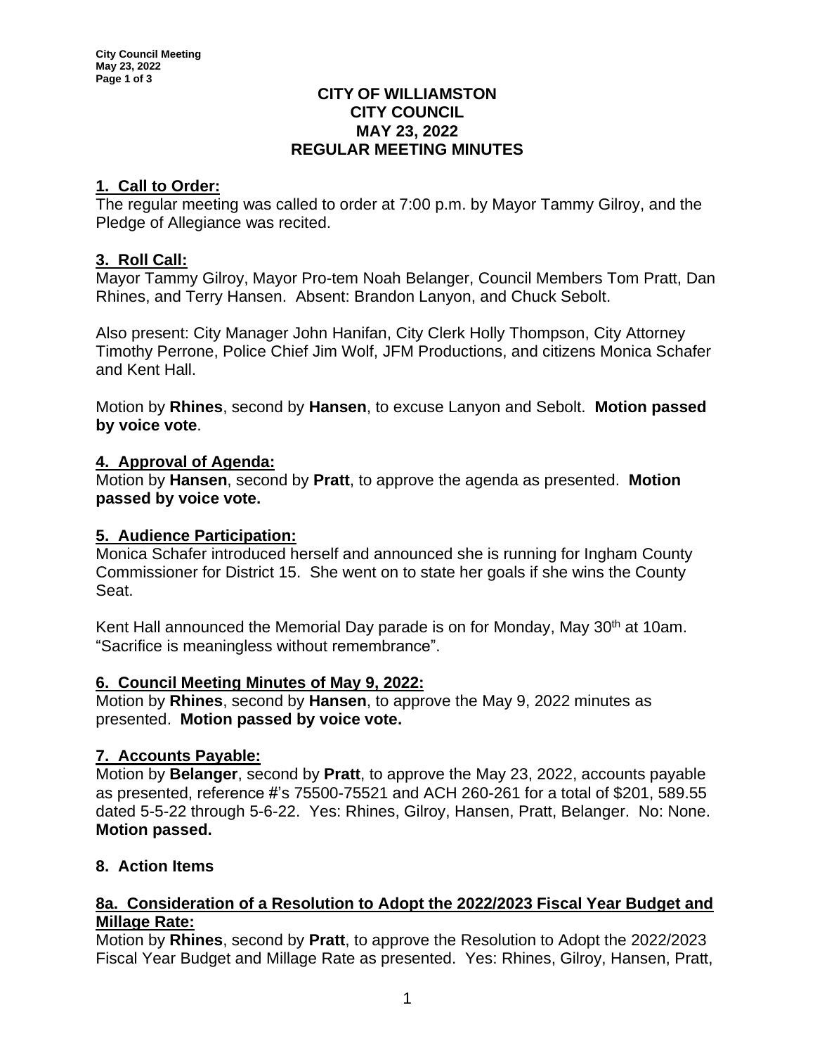# CITY OF WILLIAMSTON
# CITY COUNCIL
# MAY 23, 2022
# REGULAR MEETING MINUTES

## 1. Call to Order:

The regular meeting was called to order at 7:00 p.m. by Mayor Tammy Gilroy, and the Pledge of Allegiance was recited.

## 3. Roll Call:

Mayor Tammy Gilroy, Mayor Pro-tem Noah Belanger, Council Members Tom Pratt, Dan Rhines, and Terry Hansen. Absent: Brandon Lanyon, and Chuck Sebolt.

Also present: City Manager John Hanifan, City Clerk Holly Thompson, City Attorney Timothy Perrone, Police Chief Jim Wolf, JFM Productions, and citizens Monica Schafer and Kent Hall.

Motion by **Rhines**, second by **Hansen**, to excuse Lanyon and Sebolt. **Motion passed by voice vote**.

## 4. Approval of Agenda:

Motion by **Hansen**, second by **Pratt**, to approve the agenda as presented. **Motion passed by voice vote.**

## 5. Audience Participation:

Monica Schafer introduced herself and announced she is running for Ingham County Commissioner for District 15. She went on to state her goals if she wins the County Seat.

Kent Hall announced the Memorial Day parade is on for Monday, May 30th at 10am. "Sacrifice is meaningless without remembrance".

## 6. Council Meeting Minutes of May 9, 2022:

Motion by **Rhines**, second by **Hansen**, to approve the May 9, 2022 minutes as presented. **Motion passed by voice vote.**

## 7. Accounts Payable:

Motion by **Belanger**, second by **Pratt**, to approve the May 23, 2022, accounts payable as presented, reference #'s 75500-75521 and ACH 260-261 for a total of $201, 589.55 dated 5-5-22 through 5-6-22. Yes: Rhines, Gilroy, Hansen, Pratt, Belanger. No: None. **Motion passed.**

## 8. Action Items

### 8a. Consideration of a Resolution to Adopt the 2022/2023 Fiscal Year Budget and Millage Rate:

Motion by **Rhines**, second by **Pratt**, to approve the Resolution to Adopt the 2022/2023 Fiscal Year Budget and Millage Rate as presented. Yes: Rhines, Gilroy, Hansen, Pratt,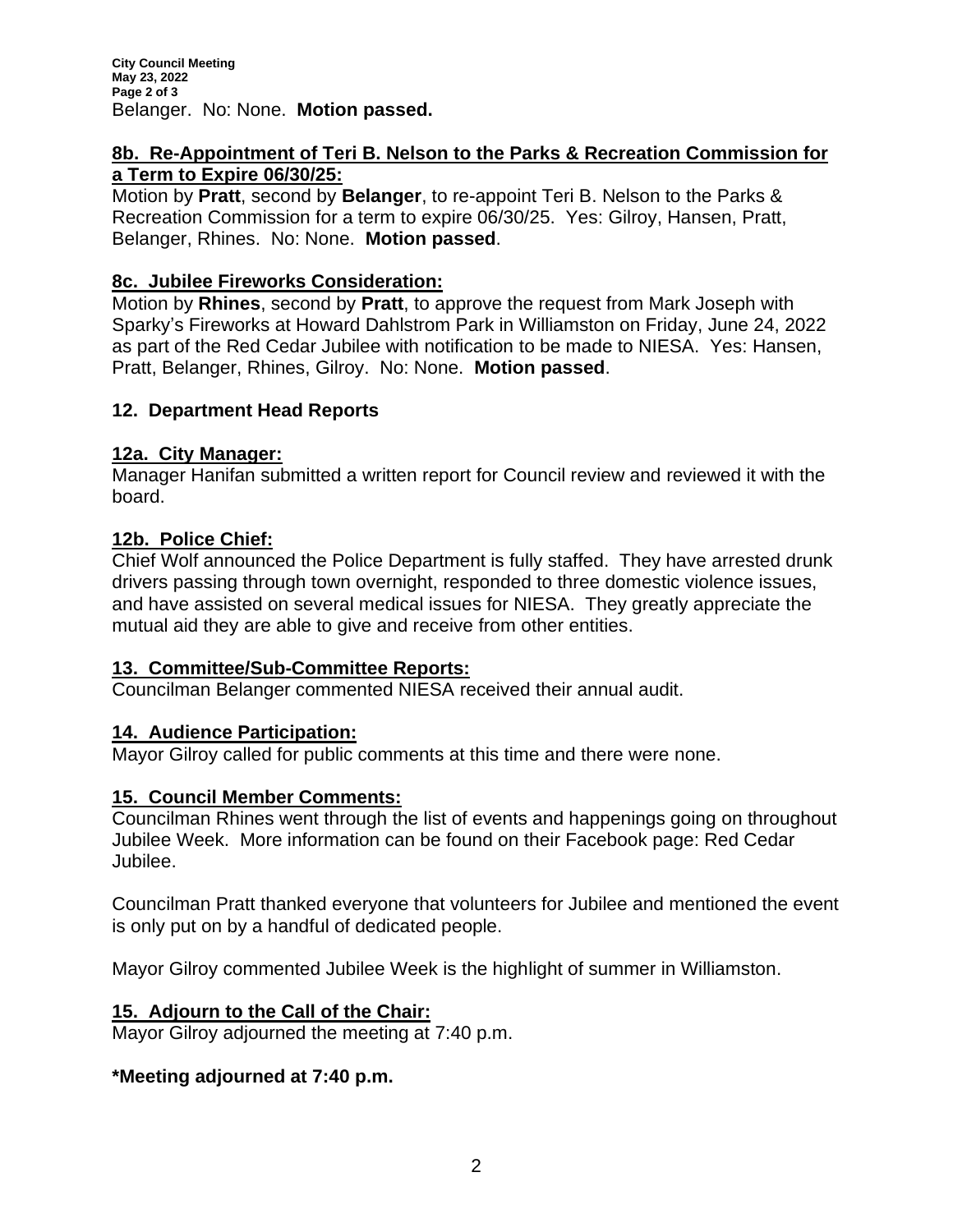Belanger. No: None. **Motion passed.**

## 8b. Re-Appointment of Teri B. Nelson to the Parks & Recreation Commission for a Term to Expire 06/30/25:

Motion by **Pratt**, second by **Belanger**, to re-appoint Teri B. Nelson to the Parks & Recreation Commission for a term to expire 06/30/25. Yes: Gilroy, Hansen, Pratt, Belanger, Rhines. No: None. **Motion passed**.

## 8c. Jubilee Fireworks Consideration:

Motion by **Rhines**, second by **Pratt**, to approve the request from Mark Joseph with Sparky's Fireworks at Howard Dahlstrom Park in Williamston on Friday, June 24, 2022 as part of the Red Cedar Jubilee with notification to be made to NIESA. Yes: Hansen, Pratt, Belanger, Rhines, Gilroy. No: None. **Motion passed**.

## 12. Department Head Reports

## 12a. City Manager:

Manager Hanifan submitted a written report for Council review and reviewed it with the board.

## 12b. Police Chief:

Chief Wolf announced the Police Department is fully staffed. They have arrested drunk drivers passing through town overnight, responded to three domestic violence issues, and have assisted on several medical issues for NIESA. They greatly appreciate the mutual aid they are able to give and receive from other entities.

## 13. Committee/Sub-Committee Reports:

Councilman Belanger commented NIESA received their annual audit.

## 14. Audience Participation:

Mayor Gilroy called for public comments at this time and there were none.

## 15. Council Member Comments:

Councilman Rhines went through the list of events and happenings going on throughout Jubilee Week. More information can be found on their Facebook page: Red Cedar Jubilee.

Councilman Pratt thanked everyone that volunteers for Jubilee and mentioned the event is only put on by a handful of dedicated people.

Mayor Gilroy commented Jubilee Week is the highlight of summer in Williamston.

## 15. Adjourn to the Call of the Chair:

Mayor Gilroy adjourned the meeting at 7:40 p.m.

**\*Meeting adjourned at 7:40 p.m.**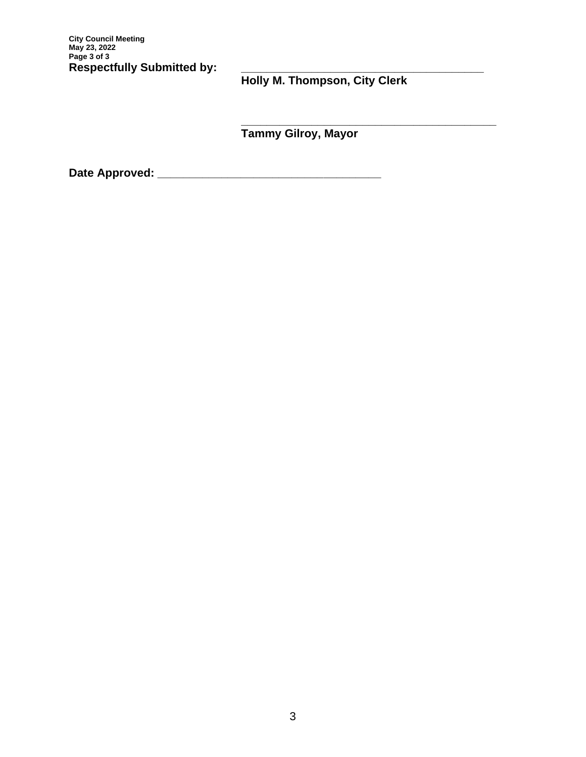**Respectfully Submitted by:** \_\_\_\_\_\_\_\_\_\_\_\_\_\_\_\_\_\_\_\_\_\_\_\_\_\_\_\_\_\_\_\_\_\_\_\_\_\_\_\_

**Holly M. Thompson, City Clerk**

\_\_\_\_\_\_\_\_\_\_\_\_\_\_\_\_\_\_\_\_\_\_\_\_\_\_\_\_\_\_\_\_\_\_\_\_\_\_\_\_\_\_\_\_

**Tammy Gilroy, Mayor**

**Date Approved:** \_\_\_\_\_\_\_\_\_\_\_\_\_\_\_\_\_\_\_\_\_\_\_\_\_\_\_\_\_\_\_\_\_\_\_\_